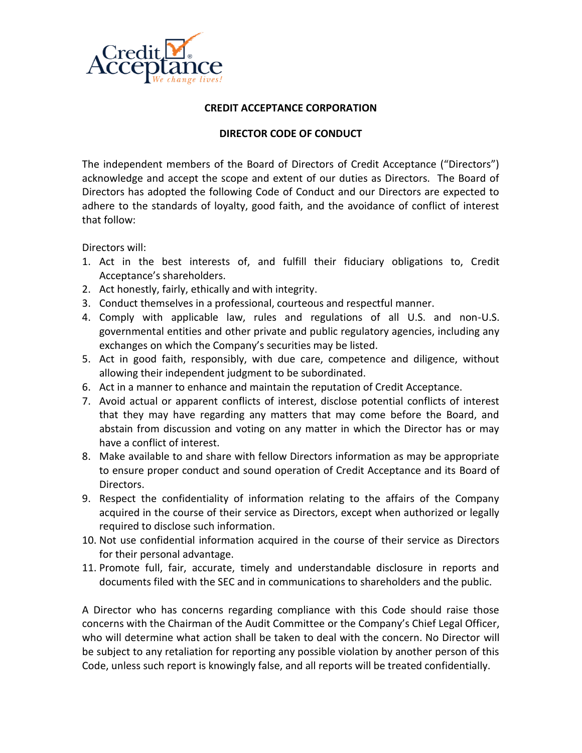# CREDIT ACCEPTANCE CORPORATION

## DIRECTOR CODE OF CONDUCT

The independent members of the Board of Directors of Credit Acceptance ("Directors") acknowledge and accept the scope and extent of our duties as Directors. The Board of Directors has adopted the following Code of Conduct and our Directors are expected to adhere to the standards of loyalty, good faith, and the avoidance of conflict of interest that follow:

Directors will:

1. Act in the best interests of, and fulfill their fiduciary obligations to, Credit Acceptance's shareholders.
2. Act honestly, fairly, ethically and with integrity.
3. Conduct themselves in a professional, courteous and respectful manner.
4. Comply with applicable law, rules and regulations of all U.S. and non-U.S. governmental entities and other private and public regulatory agencies, including any exchanges on which the Company's securities may be listed.
5. Act in good faith, responsibly, with due care, competence and diligence, without allowing their independent judgment to be subordinated.
6. Act in a manner to enhance and maintain the reputation of Credit Acceptance.
7. Avoid actual or apparent conflicts of interest, disclose potential conflicts of interest that they may have regarding any matters that may come before the Board, and abstain from discussion and voting on any matter in which the Director has or may have a conflict of interest.
8. Make available to and share with fellow Directors information as may be appropriate to ensure proper conduct and sound operation of Credit Acceptance and its Board of Directors.
9. Respect the confidentiality of information relating to the affairs of the Company acquired in the course of their service as Directors, except when authorized or legally required to disclose such information.
10. Not use confidential information acquired in the course of their service as Directors for their personal advantage.
11. Promote full, fair, accurate, timely and understandable disclosure in reports and documents filed with the SEC and in communications to shareholders and the public.

A Director who has concerns regarding compliance with this Code should raise those concerns with the Chairman of the Audit Committee or the Company's Chief Legal Officer, who will determine what action shall be taken to deal with the concern. No Director will be subject to any retaliation for reporting any possible violation by another person of this Code, unless such report is knowingly false, and all reports will be treated confidentially.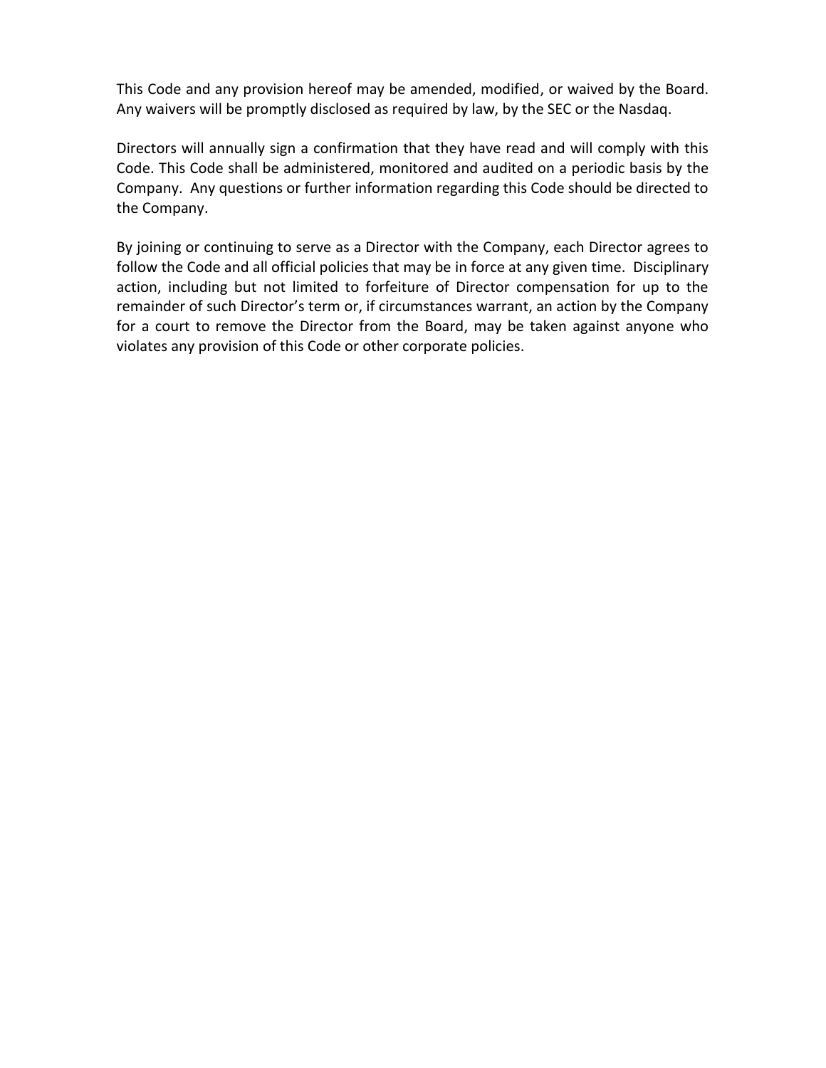This Code and any provision hereof may be amended, modified, or waived by the Board. Any waivers will be promptly disclosed as required by law, by the SEC or the Nasdaq.

Directors will annually sign a confirmation that they have read and will comply with this Code. This Code shall be administered, monitored and audited on a periodic basis by the Company. Any questions or further information regarding this Code should be directed to the Company.

By joining or continuing to serve as a Director with the Company, each Director agrees to follow the Code and all official policies that may be in force at any given time. Disciplinary action, including but not limited to forfeiture of Director compensation for up to the remainder of such Director's term or, if circumstances warrant, an action by the Company for a court to remove the Director from the Board, may be taken against anyone who violates any provision of this Code or other corporate policies.